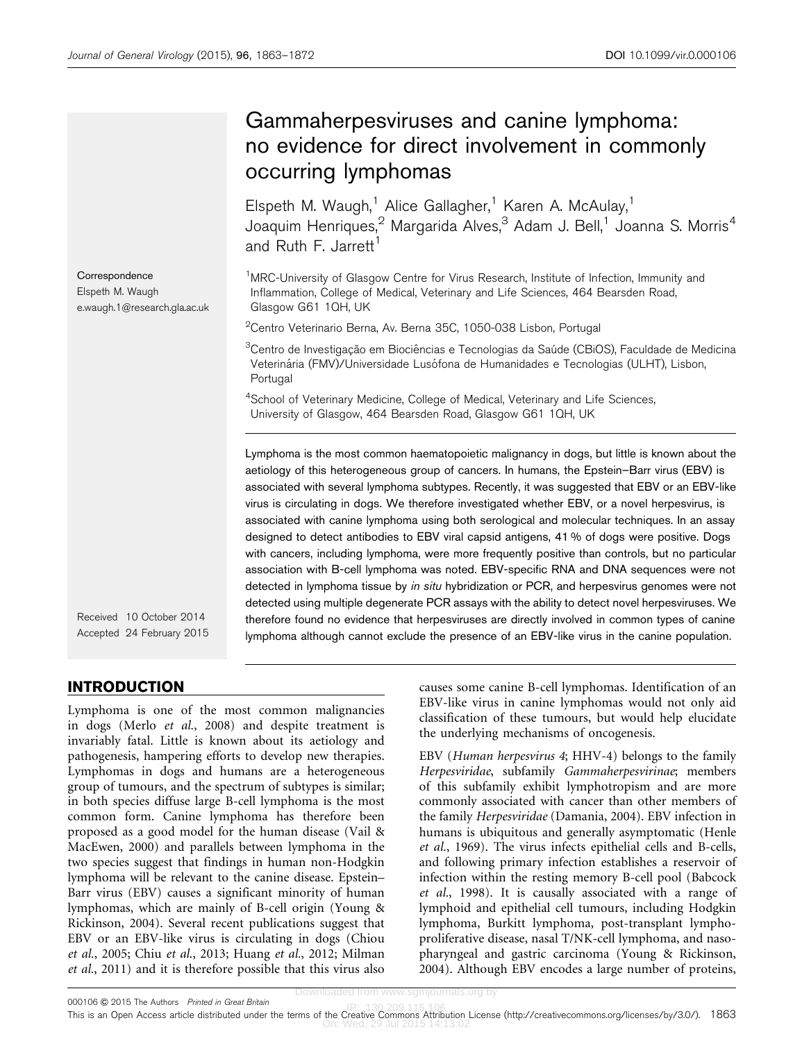# Gammaherpesviruses and canine lymphoma: no evidence for direct involvement in commonly occurring lymphomas

Elspeth M. Waugh,[1] Alice Gallagher,[1] Karen A. McAulay,[1] Joaquim Henriques,[2] Margarida Alves,[3] Adam J. Bell,[1] Joanna S. Morris[4] and Ruth F. Jarrett[1]

Correspondence
Elspeth M. Waugh
e.waugh.1@research.gla.ac.uk

[1]MRC-University of Glasgow Centre for Virus Research, Institute of Infection, Immunity and Inflammation, College of Medical, Veterinary and Life Sciences, 464 Bearsden Road, Glasgow G61 1QH, UK

[2]Centro Veterinario Berna, Av. Berna 35C, 1050-038 Lisbon, Portugal

[3]Centro de Investigação em Biociências e Tecnologias da Saúde (CBiOS), Faculdade de Medicina Veterinária (FMV)/Universidade Lusófona de Humanidades e Tecnologias (ULHT), Lisbon, Portugal

[4]School of Veterinary Medicine, College of Medical, Veterinary and Life Sciences, University of Glasgow, 464 Bearsden Road, Glasgow G61 1QH, UK

Received 10 October 2014
Accepted 24 February 2015

Lymphoma is the most common haematopoietic malignancy in dogs, but little is known about the aetiology of this heterogeneous group of cancers. In humans, the Epstein–Barr virus (EBV) is associated with several lymphoma subtypes. Recently, it was suggested that EBV or an EBV-like virus is circulating in dogs. We therefore investigated whether EBV, or a novel herpesvirus, is associated with canine lymphoma using both serological and molecular techniques. In an assay designed to detect antibodies to EBV viral capsid antigens, 41 % of dogs were positive. Dogs with cancers, including lymphoma, were more frequently positive than controls, but no particular association with B-cell lymphoma was noted. EBV-specific RNA and DNA sequences were not detected in lymphoma tissue by *in situ* hybridization or PCR, and herpesvirus genomes were not detected using multiple degenerate PCR assays with the ability to detect novel herpesviruses. We therefore found no evidence that herpesviruses are directly involved in common types of canine lymphoma although cannot exclude the presence of an EBV-like virus in the canine population.

## INTRODUCTION

Lymphoma is one of the most common malignancies in dogs (Merlo *et al.*, 2008) and despite treatment is invariably fatal. Little is known about its aetiology and pathogenesis, hampering efforts to develop new therapies. Lymphomas in dogs and humans are a heterogeneous group of tumours, and the spectrum of subtypes is similar; in both species diffuse large B-cell lymphoma is the most common form. Canine lymphoma has therefore been proposed as a good model for the human disease (Vail & MacEwen, 2000) and parallels between lymphoma in the two species suggest that findings in human non-Hodgkin lymphoma will be relevant to the canine disease. Epstein–Barr virus (EBV) causes a significant minority of human lymphomas, which are mainly of B-cell origin (Young & Rickinson, 2004). Several recent publications suggest that EBV or an EBV-like virus is circulating in dogs (Chiou *et al.*, 2005; Chiu *et al.*, 2013; Huang *et al.*, 2012; Milman *et al.*, 2011) and it is therefore possible that this virus also causes some canine B-cell lymphomas. Identification of an EBV-like virus in canine lymphomas would not only aid classification of these tumours, but would help elucidate the underlying mechanisms of oncogenesis.

EBV (*Human herpesvirus 4*; HHV-4) belongs to the family *Herpesviridae*, subfamily *Gammaherpesvirinae*; members of this subfamily exhibit lymphotropism and are more commonly associated with cancer than other members of the family *Herpesviridae* (Damania, 2004). EBV infection in humans is ubiquitous and generally asymptomatic (Henle *et al.*, 1969). The virus infects epithelial cells and B-cells, and following primary infection establishes a reservoir of infection within the resting memory B-cell pool (Babcock *et al.*, 1998). It is causally associated with a range of lymphoid and epithelial cell tumours, including Hodgkin lymphoma, Burkitt lymphoma, post-transplant lymphoproliferative disease, nasal T/NK-cell lymphoma, and nasopharyngeal and gastric carcinoma (Young & Rickinson, 2004). Although EBV encodes a large number of proteins,

000106 © 2015 The Authors Printed in Great Britain
This is an Open Access article distributed under the terms of the Creative Commons Attribution License (http://creativecommons.org/licenses/by/3.0/).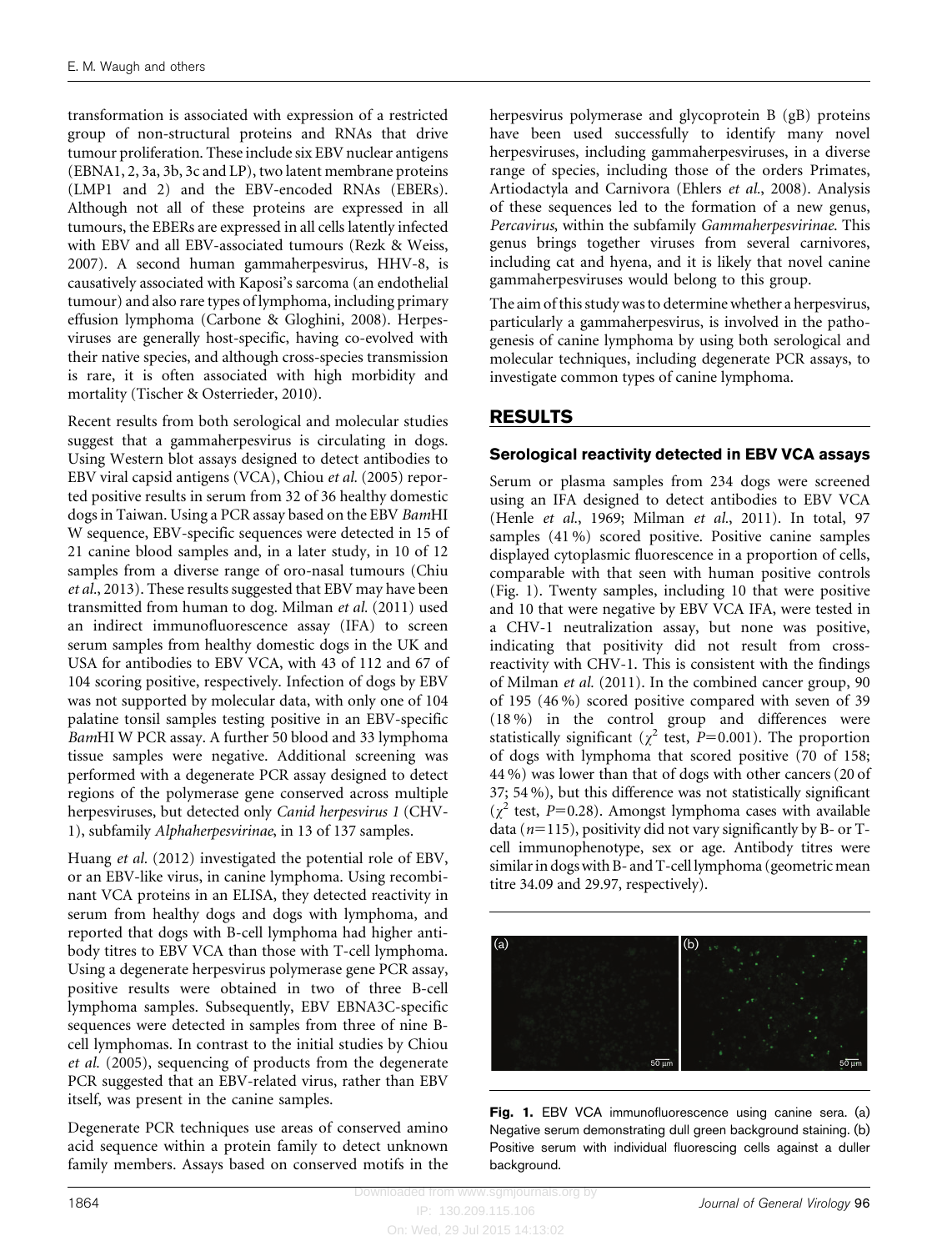transformation is associated with expression of a restricted group of non-structural proteins and RNAs that drive tumour proliferation. These include six EBV nuclear antigens (EBNA1, 2, 3a, 3b, 3c and LP), two latent membrane proteins (LMP1 and 2) and the EBV-encoded RNAs (EBERs). Although not all of these proteins are expressed in all tumours, the EBERs are expressed in all cells latently infected with EBV and all EBV-associated tumours (Rezk & Weiss, 2007). A second human gammaherpesvirus, HHV-8, is causatively associated with Kaposi's sarcoma (an endothelial tumour) and also rare types of lymphoma, including primary effusion lymphoma (Carbone & Gloghini, 2008). Herpesviruses are generally host-specific, having co-evolved with their native species, and although cross-species transmission is rare, it is often associated with high morbidity and mortality (Tischer & Osterrieder, 2010).

Recent results from both serological and molecular studies suggest that a gammaherpesvirus is circulating in dogs. Using Western blot assays designed to detect antibodies to EBV viral capsid antigens (VCA), Chiou *et al.* (2005) reported positive results in serum from 32 of 36 healthy domestic dogs in Taiwan. Using a PCR assay based on the EBV *Bam*HI W sequence, EBV-specific sequences were detected in 15 of 21 canine blood samples and, in a later study, in 10 of 12 samples from a diverse range of oro-nasal tumours (Chiu *et al.*, 2013). These results suggested that EBV may have been transmitted from human to dog. Milman *et al.* (2011) used an indirect immunofluorescence assay (IFA) to screen serum samples from healthy domestic dogs in the UK and USA for antibodies to EBV VCA, with 43 of 112 and 67 of 104 scoring positive, respectively. Infection of dogs by EBV was not supported by molecular data, with only one of 104 palatine tonsil samples testing positive in an EBV-specific *Bam*HI W PCR assay. A further 50 blood and 33 lymphoma tissue samples were negative. Additional screening was performed with a degenerate PCR assay designed to detect regions of the polymerase gene conserved across multiple herpesviruses, but detected only *Canid herpesvirus 1* (CHV-1), subfamily *Alphaherpesvirinae*, in 13 of 137 samples.

Huang *et al.* (2012) investigated the potential role of EBV, or an EBV-like virus, in canine lymphoma. Using recombinant VCA proteins in an ELISA, they detected reactivity in serum from healthy dogs and dogs with lymphoma, and reported that dogs with B-cell lymphoma had higher antibody titres to EBV VCA than those with T-cell lymphoma. Using a degenerate herpesvirus polymerase gene PCR assay, positive results were obtained in two of three B-cell lymphoma samples. Subsequently, EBV EBNA3C-specific sequences were detected in samples from three of nine B-cell lymphomas. In contrast to the initial studies by Chiou *et al.* (2005), sequencing of products from the degenerate PCR suggested that an EBV-related virus, rather than EBV itself, was present in the canine samples.

Degenerate PCR techniques use areas of conserved amino acid sequence within a protein family to detect unknown family members. Assays based on conserved motifs in the herpesvirus polymerase and glycoprotein B (gB) proteins have been used successfully to identify many novel herpesviruses, including gammaherpesviruses, in a diverse range of species, including those of the orders Primates, Artiodactyla and Carnivora (Ehlers *et al.*, 2008). Analysis of these sequences led to the formation of a new genus, *Percavirus*, within the subfamily *Gammaherpesvirinae*. This genus brings together viruses from several carnivores, including cat and hyena, and it is likely that novel canine gammaherpesviruses would belong to this group.

The aim of this study was to determine whether a herpesvirus, particularly a gammaherpesvirus, is involved in the pathogenesis of canine lymphoma by using both serological and molecular techniques, including degenerate PCR assays, to investigate common types of canine lymphoma.

## RESULTS

### Serological reactivity detected in EBV VCA assays

Serum or plasma samples from 234 dogs were screened using an IFA designed to detect antibodies to EBV VCA (Henle *et al.*, 1969; Milman *et al.*, 2011). In total, 97 samples (41 %) scored positive. Positive canine samples displayed cytoplasmic fluorescence in a proportion of cells, comparable with that seen with human positive controls (Fig. 1). Twenty samples, including 10 that were positive and 10 that were negative by EBV VCA IFA, were tested in a CHV-1 neutralization assay, but none was positive, indicating that positivity did not result from cross-reactivity with CHV-1. This is consistent with the findings of Milman *et al.* (2011). In the combined cancer group, 90 of 195 (46 %) scored positive compared with seven of 39 (18 %) in the control group and differences were statistically significant ($\chi^2$ test, $P=0.001$). The proportion of dogs with lymphoma that scored positive (70 of 158; 44 %) was lower than that of dogs with other cancers (20 of 37; 54 %), but this difference was not statistically significant ($\chi^2$ test, $P=0.28$). Amongst lymphoma cases with available data ($n=115$), positivity did not vary significantly by B- or T-cell immunophenotype, sex or age. Antibody titres were similar in dogs with B- and T-cell lymphoma (geometric mean titre 34.09 and 29.97, respectively).

(a)
50 μm
(b)
50 μm

**Fig. 1.** EBV VCA immunofluorescence using canine sera. (a) Negative serum demonstrating dull green background staining. (b) Positive serum with individual fluorescing cells against a duller background.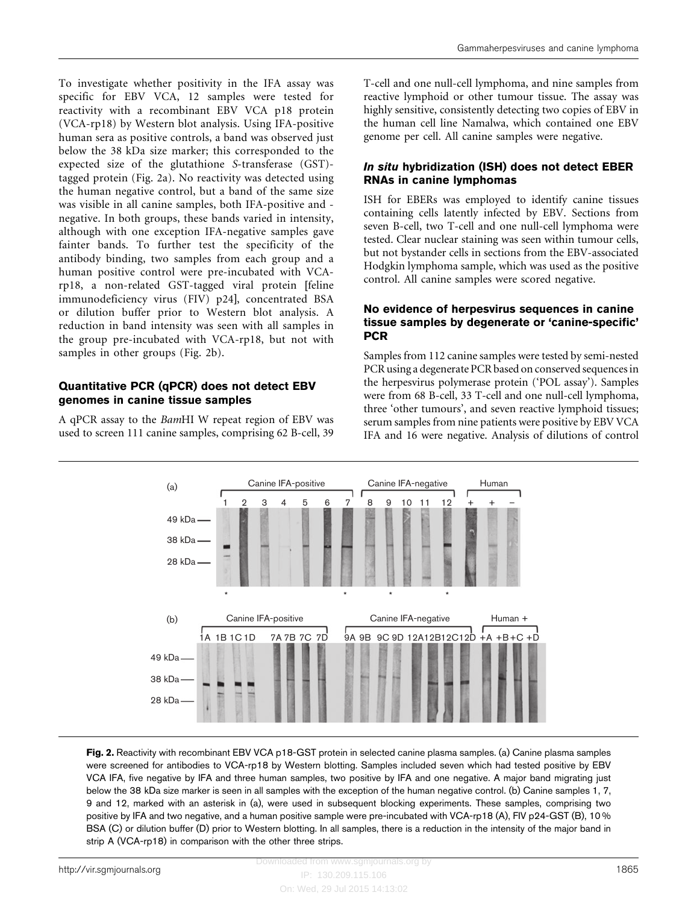To investigate whether positivity in the IFA assay was specific for EBV VCA, 12 samples were tested for reactivity with a recombinant EBV VCA p18 protein (VCA-rp18) by Western blot analysis. Using IFA-positive human sera as positive controls, a band was observed just below the 38 kDa size marker; this corresponded to the expected size of the glutathione *S*-transferase (GST)-tagged protein (Fig. 2a). No reactivity was detected using the human negative control, but a band of the same size was visible in all canine samples, both IFA-positive and -negative. In both groups, these bands varied in intensity, although with one exception IFA-negative samples gave fainter bands. To further test the specificity of the antibody binding, two samples from each group and a human positive control were pre-incubated with VCA-rp18, a non-related GST-tagged viral protein [feline immunodeficiency virus (FIV) p24], concentrated BSA or dilution buffer prior to Western blot analysis. A reduction in band intensity was seen with all samples in the group pre-incubated with VCA-rp18, but not with samples in other groups (Fig. 2b).

### Quantitative PCR (qPCR) does not detect EBV genomes in canine tissue samples

A qPCR assay to the *Bam*HI W repeat region of EBV was used to screen 111 canine samples, comprising 62 B-cell, 39 T-cell and one null-cell lymphoma, and nine samples from reactive lymphoid or other tumour tissue. The assay was highly sensitive, consistently detecting two copies of EBV in the human cell line Namalwa, which contained one EBV genome per cell. All canine samples were negative.

### *In situ* hybridization (ISH) does not detect EBER RNAs in canine lymphomas

ISH for EBERs was employed to identify canine tissues containing cells latently infected by EBV. Sections from seven B-cell, two T-cell and one null-cell lymphoma were tested. Clear nuclear staining was seen within tumour cells, but not bystander cells in sections from the EBV-associated Hodgkin lymphoma sample, which was used as the positive control. All canine samples were scored negative.

### No evidence of herpesvirus sequences in canine tissue samples by degenerate or 'canine-specific' PCR

Samples from 112 canine samples were tested by semi-nested PCR using a degenerate PCR based on conserved sequences in the herpesvirus polymerase protein ('POL assay'). Samples were from 68 B-cell, 33 T-cell and one null-cell lymphoma, three 'other tumours', and seven reactive lymphoid tissues; serum samples from nine patients were positive by EBV VCA IFA and 16 were negative. Analysis of dilutions of control

(a)

Canine IFA-positive

Canine IFA-negative

Human

1 2 3 4 5 6 7 8 9 10 11 12 + + −

49 kDa

38 kDa

28 kDa

\* \* \* \*

(b)

Canine IFA-positive

Canine IFA-negative

Human +

1A 1B 1C 1D 7A 7B 7C 7D 9A 9B 9C 9D 12A 12B 12C 12D +A +B +C +D

49 kDa

38 kDa

28 kDa

**Fig. 2.** Reactivity with recombinant EBV VCA p18-GST protein in selected canine plasma samples. (a) Canine plasma samples were screened for antibodies to VCA-rp18 by Western blotting. Samples included seven which had tested positive by EBV VCA IFA, five negative by IFA and three human samples, two positive by IFA and one negative. A major band migrating just below the 38 kDa size marker is seen in all samples with the exception of the human negative control. (b) Canine samples 1, 7, 9 and 12, marked with an asterisk in (a), were used in subsequent blocking experiments. These samples, comprising two positive by IFA and two negative, and a human positive sample were pre-incubated with VCA-rp18 (A), FIV p24-GST (B), 10 % BSA (C) or dilution buffer (D) prior to Western blotting. In all samples, there is a reduction in the intensity of the major band in strip A (VCA-rp18) in comparison with the other three strips.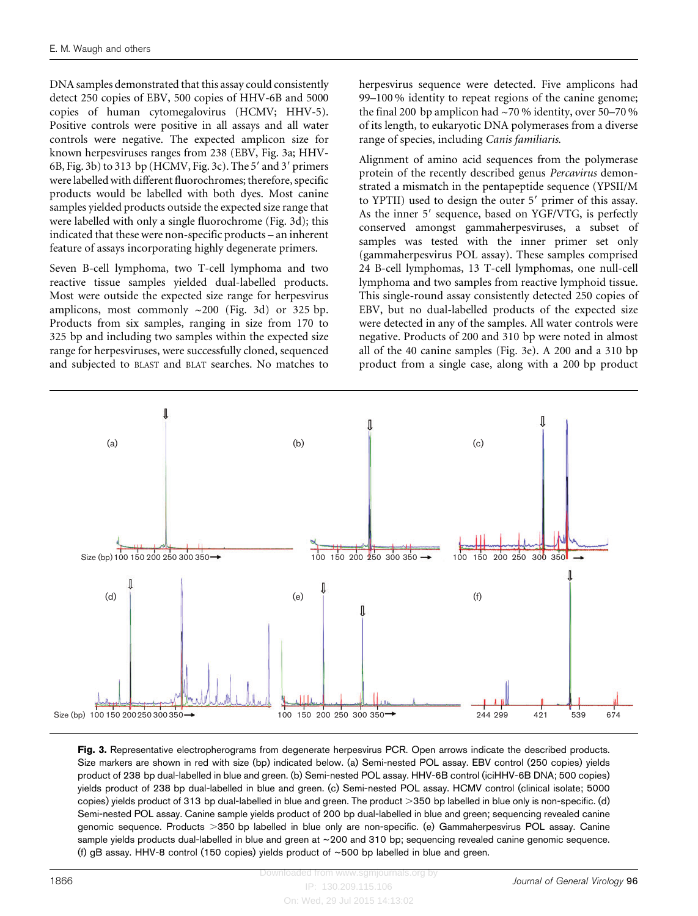DNA samples demonstrated that this assay could consistently detect 250 copies of EBV, 500 copies of HHV-6B and 5000 copies of human cytomegalovirus (HCMV; HHV-5). Positive controls were positive in all assays and all water controls were negative. The expected amplicon size for known herpesviruses ranges from 238 (EBV, Fig. 3a; HHV-6B, Fig. 3b) to 313 bp (HCMV, Fig. 3c). The 5′ and 3′ primers were labelled with different fluorochromes; therefore, specific products would be labelled with both dyes. Most canine samples yielded products outside the expected size range that were labelled with only a single fluorochrome (Fig. 3d); this indicated that these were non-specific products – an inherent feature of assays incorporating highly degenerate primers.

Seven B-cell lymphoma, two T-cell lymphoma and two reactive tissue samples yielded dual-labelled products. Most were outside the expected size range for herpesvirus amplicons, most commonly ~200 (Fig. 3d) or 325 bp. Products from six samples, ranging in size from 170 to 325 bp and including two samples within the expected size range for herpesviruses, were successfully cloned, sequenced and subjected to BLAST and BLAT searches. No matches to herpesvirus sequence were detected. Five amplicons had 99–100 % identity to repeat regions of the canine genome; the final 200 bp amplicon had ~70 % identity, over 50–70 % of its length, to eukaryotic DNA polymerases from a diverse range of species, including *Canis familiaris*.

Alignment of amino acid sequences from the polymerase protein of the recently described genus *Percavirus* demonstrated a mismatch in the pentapeptide sequence (YPSII/M to YPTII) used to design the outer 5′ primer of this assay. As the inner 5′ sequence, based on YGF/VTG, is perfectly conserved amongst gammaherpesviruses, a subset of samples was tested with the inner primer set only (gammaherpesvirus POL assay). These samples comprised 24 B-cell lymphomas, 13 T-cell lymphomas, one null-cell lymphoma and two samples from reactive lymphoid tissue. This single-round assay consistently detected 250 copies of EBV, but no dual-labelled products of the expected size were detected in any of the samples. All water controls were negative. Products of 200 and 310 bp were noted in almost all of the 40 canine samples (Fig. 3e). A 200 and a 310 bp product from a single case, along with a 200 bp product

(a)
Size (bp) 100 150 200 250 300 350

(b)
100 150 200 250 300 350

(c)
100 150 200 250 300 350

(d)
Size (bp) 100 150 200 250 300 350

(e)
100 150 200 250 300 350

(f)
244 299 421 539 674

**Fig. 3.** Representative electropherograms from degenerate herpesvirus PCR. Open arrows indicate the described products. Size markers are shown in red with size (bp) indicated below. (a) Semi-nested POL assay. EBV control (250 copies) yields product of 238 bp dual-labelled in blue and green. (b) Semi-nested POL assay. HHV-6B control (iciHHV-6B DNA; 500 copies) yields product of 238 bp dual-labelled in blue and green. (c) Semi-nested POL assay. HCMV control (clinical isolate; 5000 copies) yields product of 313 bp dual-labelled in blue and green. The product >350 bp labelled in blue only is non-specific. (d) Semi-nested POL assay. Canine sample yields product of 200 bp dual-labelled in blue and green; sequencing revealed canine genomic sequence. Products >350 bp labelled in blue only are non-specific. (e) Gammaherpesvirus POL assay. Canine sample yields products dual-labelled in blue and green at ~200 and 310 bp; sequencing revealed canine genomic sequence. (f) gB assay. HHV-8 control (150 copies) yields product of ~500 bp labelled in blue and green.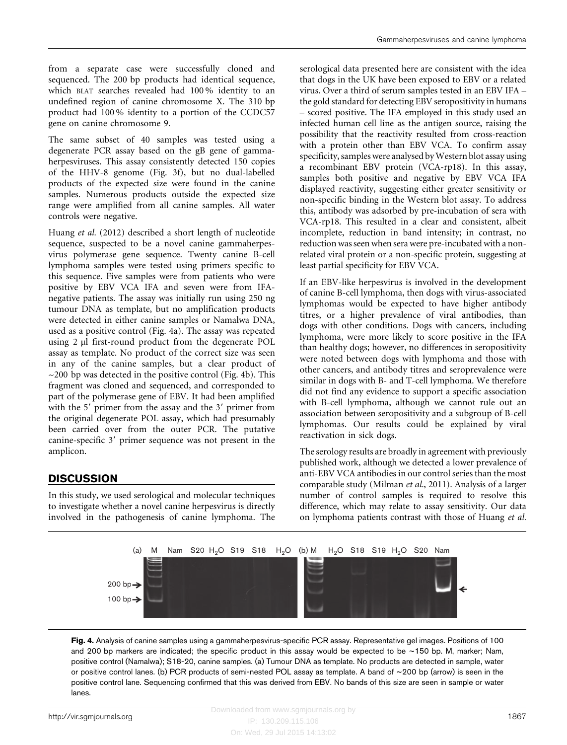from a separate case were successfully cloned and sequenced. The 200 bp products had identical sequence, which BLAT searches revealed had 100 % identity to an undefined region of canine chromosome X. The 310 bp product had 100 % identity to a portion of the CCDC57 gene on canine chromosome 9.

The same subset of 40 samples was tested using a degenerate PCR assay based on the gB gene of gammaherpesviruses. This assay consistently detected 150 copies of the HHV-8 genome (Fig. 3f), but no dual-labelled products of the expected size were found in the canine samples. Numerous products outside the expected size range were amplified from all canine samples. All water controls were negative.

Huang *et al.* (2012) described a short length of nucleotide sequence, suspected to be a novel canine gammaherpesvirus polymerase gene sequence. Twenty canine B-cell lymphoma samples were tested using primers specific to this sequence. Five samples were from patients who were positive by EBV VCA IFA and seven were from IFA-negative patients. The assay was initially run using 250 ng tumour DNA as template, but no amplification products were detected in either canine samples or Namalwa DNA, used as a positive control (Fig. 4a). The assay was repeated using 2 μl first-round product from the degenerate POL assay as template. No product of the correct size was seen in any of the canine samples, but a clear product of ~200 bp was detected in the positive control (Fig. 4b). This fragment was cloned and sequenced, and corresponded to part of the polymerase gene of EBV. It had been amplified with the 5′ primer from the assay and the 3′ primer from the original degenerate POL assay, which had presumably been carried over from the outer PCR. The putative canine-specific 3′ primer sequence was not present in the amplicon.

## DISCUSSION

In this study, we used serological and molecular techniques to investigate whether a novel canine herpesvirus is directly involved in the pathogenesis of canine lymphoma. The serological data presented here are consistent with the idea that dogs in the UK have been exposed to EBV or a related virus. Over a third of serum samples tested in an EBV IFA – the gold standard for detecting EBV seropositivity in humans – scored positive. The IFA employed in this study used an infected human cell line as the antigen source, raising the possibility that the reactivity resulted from cross-reaction with a protein other than EBV VCA. To confirm assay specificity, samples were analysed by Western blot assay using a recombinant EBV protein (VCA-rp18). In this assay, samples both positive and negative by EBV VCA IFA displayed reactivity, suggesting either greater sensitivity or non-specific binding in the Western blot assay. To address this, antibody was adsorbed by pre-incubation of sera with VCA-rp18. This resulted in a clear and consistent, albeit incomplete, reduction in band intensity; in contrast, no reduction was seen when sera were pre-incubated with a non-related viral protein or a non-specific protein, suggesting at least partial specificity for EBV VCA.

If an EBV-like herpesvirus is involved in the development of canine B-cell lymphoma, then dogs with virus-associated lymphomas would be expected to have higher antibody titres, or a higher prevalence of viral antibodies, than dogs with other conditions. Dogs with cancers, including lymphoma, were more likely to score positive in the IFA than healthy dogs; however, no differences in seropositivity were noted between dogs with lymphoma and those with other cancers, and antibody titres and seroprevalence were similar in dogs with B- and T-cell lymphoma. We therefore did not find any evidence to support a specific association with B-cell lymphoma, although we cannot rule out an association between seropositivity and a subgroup of B-cell lymphomas. Our results could be explained by viral reactivation in sick dogs.

The serology results are broadly in agreement with previously published work, although we detected a lower prevalence of anti-EBV VCA antibodies in our control series than the most comparable study (Milman *et al.*, 2011). Analysis of a larger number of control samples is required to resolve this difference, which may relate to assay sensitivity. Our data on lymphoma patients contrast with those of Huang *et al.*

(a) M Nam S20 $H_2O$ S19 S18 $H_2O$ (b) M $H_2O$ S18 S19 $H_2O$ S20 Nam

200 bp

100 bp

**Fig. 4.** Analysis of canine samples using a gammaherpesvirus-specific PCR assay. Representative gel images. Positions of 100 and 200 bp markers are indicated; the specific product in this assay would be expected to be ~150 bp. M, marker; Nam, positive control (Namalwa); S18-20, canine samples. (a) Tumour DNA as template. No products are detected in sample, water or positive control lanes. (b) PCR products of semi-nested POL assay as template. A band of ~200 bp (arrow) is seen in the positive control lane. Sequencing confirmed that this was derived from EBV. No bands of this size are seen in sample or water lanes.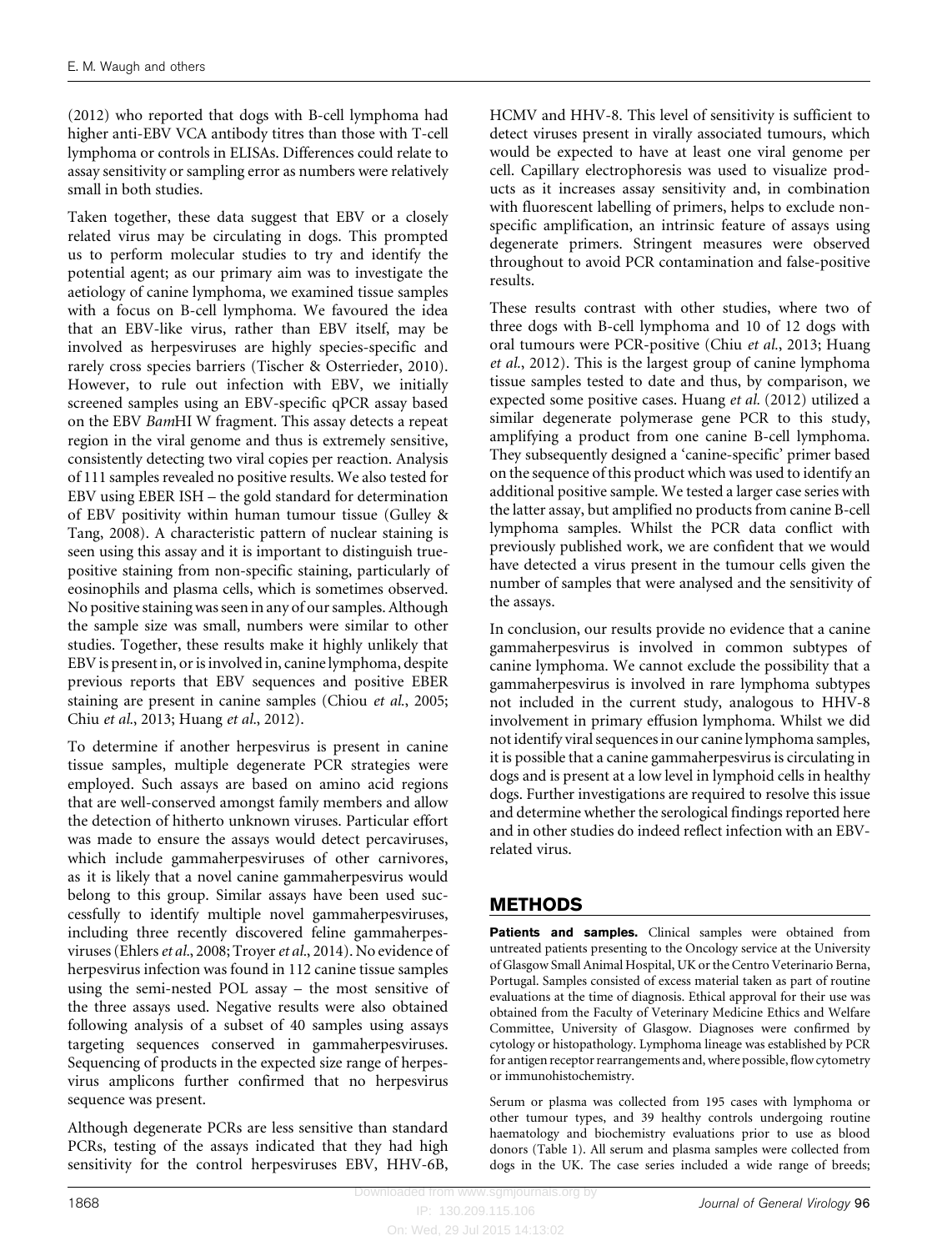(2012) who reported that dogs with B-cell lymphoma had higher anti-EBV VCA antibody titres than those with T-cell lymphoma or controls in ELISAs. Differences could relate to assay sensitivity or sampling error as numbers were relatively small in both studies.

Taken together, these data suggest that EBV or a closely related virus may be circulating in dogs. This prompted us to perform molecular studies to try and identify the potential agent; as our primary aim was to investigate the aetiology of canine lymphoma, we examined tissue samples with a focus on B-cell lymphoma. We favoured the idea that an EBV-like virus, rather than EBV itself, may be involved as herpesviruses are highly species-specific and rarely cross species barriers (Tischer & Osterrieder, 2010). However, to rule out infection with EBV, we initially screened samples using an EBV-specific qPCR assay based on the EBV *Bam*HI W fragment. This assay detects a repeat region in the viral genome and thus is extremely sensitive, consistently detecting two viral copies per reaction. Analysis of 111 samples revealed no positive results. We also tested for EBV using EBER ISH – the gold standard for determination of EBV positivity within human tumour tissue (Gulley & Tang, 2008). A characteristic pattern of nuclear staining is seen using this assay and it is important to distinguish true-positive staining from non-specific staining, particularly of eosinophils and plasma cells, which is sometimes observed. No positive staining was seen in any of our samples. Although the sample size was small, numbers were similar to other studies. Together, these results make it highly unlikely that EBV is present in, or is involved in, canine lymphoma, despite previous reports that EBV sequences and positive EBER staining are present in canine samples (Chiou *et al.*, 2005; Chiu *et al.*, 2013; Huang *et al.*, 2012).

To determine if another herpesvirus is present in canine tissue samples, multiple degenerate PCR strategies were employed. Such assays are based on amino acid regions that are well-conserved amongst family members and allow the detection of hitherto unknown viruses. Particular effort was made to ensure the assays would detect percaviruses, which include gammaherpesviruses of other carnivores, as it is likely that a novel canine gammaherpesvirus would belong to this group. Similar assays have been used successfully to identify multiple novel gammaherpesviruses, including three recently discovered feline gammaherpesviruses (Ehlers *et al.*, 2008; Troyer *et al.*, 2014). No evidence of herpesvirus infection was found in 112 canine tissue samples using the semi-nested POL assay – the most sensitive of the three assays used. Negative results were also obtained following analysis of a subset of 40 samples using assays targeting sequences conserved in gammaherpesviruses. Sequencing of products in the expected size range of herpesvirus amplicons further confirmed that no herpesvirus sequence was present.

Although degenerate PCRs are less sensitive than standard PCRs, testing of the assays indicated that they had high sensitivity for the control herpesviruses EBV, HHV-6B, HCMV and HHV-8. This level of sensitivity is sufficient to detect viruses present in virally associated tumours, which would be expected to have at least one viral genome per cell. Capillary electrophoresis was used to visualize products as it increases assay sensitivity and, in combination with fluorescent labelling of primers, helps to exclude non-specific amplification, an intrinsic feature of assays using degenerate primers. Stringent measures were observed throughout to avoid PCR contamination and false-positive results.

These results contrast with other studies, where two of three dogs with B-cell lymphoma and 10 of 12 dogs with oral tumours were PCR-positive (Chiu *et al.*, 2013; Huang *et al.*, 2012). This is the largest group of canine lymphoma tissue samples tested to date and thus, by comparison, we expected some positive cases. Huang *et al.* (2012) utilized a similar degenerate polymerase gene PCR to this study, amplifying a product from one canine B-cell lymphoma. They subsequently designed a 'canine-specific' primer based on the sequence of this product which was used to identify an additional positive sample. We tested a larger case series with the latter assay, but amplified no products from canine B-cell lymphoma samples. Whilst the PCR data conflict with previously published work, we are confident that we would have detected a virus present in the tumour cells given the number of samples that were analysed and the sensitivity of the assays.

In conclusion, our results provide no evidence that a canine gammaherpesvirus is involved in common subtypes of canine lymphoma. We cannot exclude the possibility that a gammaherpesvirus is involved in rare lymphoma subtypes not included in the current study, analogous to HHV-8 involvement in primary effusion lymphoma. Whilst we did not identify viral sequences in our canine lymphoma samples, it is possible that a canine gammaherpesvirus is circulating in dogs and is present at a low level in lymphoid cells in healthy dogs. Further investigations are required to resolve this issue and determine whether the serological findings reported here and in other studies do indeed reflect infection with an EBV-related virus.

## METHODS

**Patients and samples.** Clinical samples were obtained from untreated patients presenting to the Oncology service at the University of Glasgow Small Animal Hospital, UK or the Centro Veterinario Berna, Portugal. Samples consisted of excess material taken as part of routine evaluations at the time of diagnosis. Ethical approval for their use was obtained from the Faculty of Veterinary Medicine Ethics and Welfare Committee, University of Glasgow. Diagnoses were confirmed by cytology or histopathology. Lymphoma lineage was established by PCR for antigen receptor rearrangements and, where possible, flow cytometry or immunohistochemistry.

Serum or plasma was collected from 195 cases with lymphoma or other tumour types, and 39 healthy controls undergoing routine haematology and biochemistry evaluations prior to use as blood donors (Table 1). All serum and plasma samples were collected from dogs in the UK. The case series included a wide range of breeds;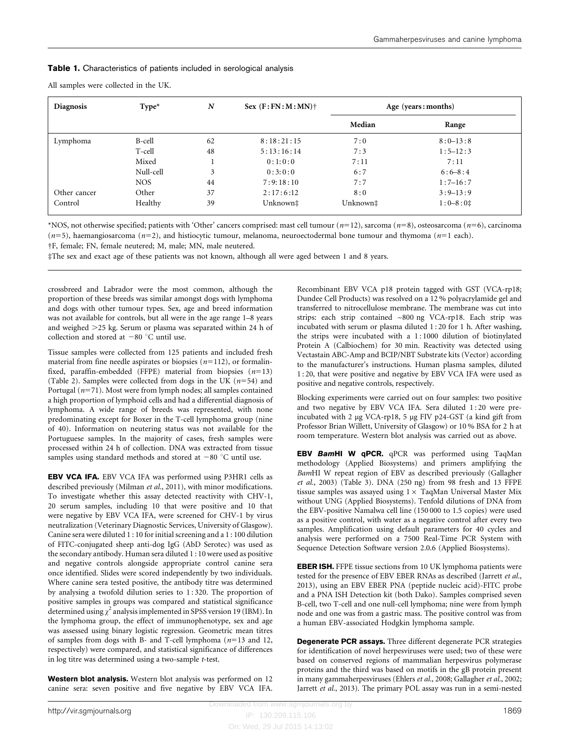**Table 1.** Characteristics of patients included in serological analysis

All samples were collected in the UK.

| Diagnosis | Type* | *N* | Sex (F : FN : M : MN)† | Age (years : months) | |
|---|---|---|---|---|---|
| | | | | Median | Range |
| Lymphoma | B-cell | 62 | 8 : 18 : 21 : 15 | 7 : 0 | 8 : 0–13 : 8 |
| | T-cell | 48 | 5 : 13 : 16 : 14 | 7 : 3 | 1 : 5–12 : 3 |
| | Mixed | 1 | 0 : 1 : 0 : 0 | 7 : 11 | 7 : 11 |
| | Null-cell | 3 | 0 : 3 : 0 : 0 | 6 : 7 | 6 : 6–8 : 4 |
| | NOS | 44 | 7 : 9 : 18 : 10 | 7 : 7 | 1 : 7–16 : 7 |
| Other cancer | Other | 37 | 2 : 17 : 6 : 12 | 8 : 0 | 3 : 9–13 : 9 |
| Control | Healthy | 39 | Unknown‡ | Unknown‡ | 1 : 0–8 : 0‡ |

*NOS, not otherwise specified; patients with 'Other' cancers comprised: mast cell tumour (*n*=12), sarcoma (*n*=8), osteosarcoma (*n*=6), carcinoma (*n*=5), haemangiosarcoma (*n*=2), and histiocytic tumour, melanoma, neuroectodermal bone tumour and thymoma (*n*=1 each).

†F, female; FN, female neutered; M, male; MN, male neutered.

‡The sex and exact age of these patients was not known, although all were aged between 1 and 8 years.

crossbreed and Labrador were the most common, although the proportion of these breeds was similar amongst dogs with lymphoma and dogs with other tumour types. Sex, age and breed information was not available for controls, but all were in the age range 1–8 years and weighed >25 kg. Serum or plasma was separated within 24 h of collection and stored at −80 °C until use.

Tissue samples were collected from 125 patients and included fresh material from fine needle aspirates or biopsies (*n*=112), or formalin-fixed, paraffin-embedded (FFPE) material from biopsies (*n*=13) (Table 2). Samples were collected from dogs in the UK (*n*=54) and Portugal (*n*=71). Most were from lymph nodes; all samples contained a high proportion of lymphoid cells and had a differential diagnosis of lymphoma. A wide range of breeds was represented, with none predominating except for Boxer in the T-cell lymphoma group (nine of 40). Information on neutering status was not available for the Portuguese samples. In the majority of cases, fresh samples were processed within 24 h of collection. DNA was extracted from tissue samples using standard methods and stored at −80 °C until use.

**EBV VCA IFA.** EBV VCA IFA was performed using P3HR1 cells as described previously (Milman *et al.*, 2011), with minor modifications. To investigate whether this assay detected reactivity with CHV-1, 20 serum samples, including 10 that were positive and 10 that were negative by EBV VCA IFA, were screened for CHV-1 by virus neutralization (Veterinary Diagnostic Services, University of Glasgow). Canine sera were diluted 1 : 10 for initial screening and a 1 : 100 dilution of FITC-conjugated sheep anti-dog IgG (AbD Serotec) was used as the secondary antibody. Human sera diluted 1 : 10 were used as positive and negative controls alongside appropriate control canine sera once identified. Slides were scored independently by two individuals. Where canine sera tested positive, the antibody titre was determined by analysing a twofold dilution series to 1 : 320. The proportion of positive samples in groups was compared and statistical significance determined using $\chi^2$ analysis implemented in SPSS version 19 (IBM). In the lymphoma group, the effect of immunophenotype, sex and age was assessed using binary logistic regression. Geometric mean titres of samples from dogs with B- and T-cell lymphoma (*n*=13 and 12, respectively) were compared, and statistical significance of differences in log titre was determined using a two-sample *t*-test.

**Western blot analysis.** Western blot analysis was performed on 12 canine sera: seven positive and five negative by EBV VCA IFA. Recombinant EBV VCA p18 protein tagged with GST (VCA-rp18; Dundee Cell Products) was resolved on a 12 % polyacrylamide gel and transferred to nitrocellulose membrane. The membrane was cut into strips: each strip contained ~800 ng VCA-rp18. Each strip was incubated with serum or plasma diluted 1 : 20 for 1 h. After washing, the strips were incubated with a 1 : 1000 dilution of biotinylated Protein A (Calbiochem) for 30 min. Reactivity was detected using Vectastain ABC-Amp and BCIP/NBT Substrate kits (Vector) according to the manufacturer's instructions. Human plasma samples, diluted 1 : 20, that were positive and negative by EBV VCA IFA were used as positive and negative controls, respectively.

Blocking experiments were carried out on four samples: two positive and two negative by EBV VCA IFA. Sera diluted 1 : 20 were pre-incubated with 2 μg VCA-rp18, 5 μg FIV p24-GST (a kind gift from Professor Brian Willett, University of Glasgow) or 10 % BSA for 2 h at room temperature. Western blot analysis was carried out as above.

**EBV *Bam*HI W qPCR.** qPCR was performed using TaqMan methodology (Applied Biosystems) and primers amplifying the *Bam*HI W repeat region of EBV as described previously (Gallagher *et al.*, 2003) (Table 3). DNA (250 ng) from 98 fresh and 13 FFPE tissue samples was assayed using 1× TaqMan Universal Master Mix without UNG (Applied Biosystems). Tenfold dilutions of DNA from the EBV-positive Namalwa cell line (150 000 to 1.5 copies) were used as a positive control, with water as a negative control after every two samples. Amplification using default parameters for 40 cycles and analysis were performed on a 7500 Real-Time PCR System with Sequence Detection Software version 2.0.6 (Applied Biosystems).

**EBER ISH.** FFPE tissue sections from 10 UK lymphoma patients were tested for the presence of EBV EBER RNAs as described (Jarrett *et al.*, 2013), using an EBV EBER PNA (peptide nucleic acid)-FITC probe and a PNA ISH Detection kit (both Dako). Samples comprised seven B-cell, two T-cell and one null-cell lymphoma; nine were from lymph node and one was from a gastric mass. The positive control was from a human EBV-associated Hodgkin lymphoma sample.

**Degenerate PCR assays.** Three different degenerate PCR strategies for identification of novel herpesviruses were used; two of these were based on conserved regions of mammalian herpesvirus polymerase proteins and the third was based on motifs in the gB protein present in many gammaherpesviruses (Ehlers *et al.*, 2008; Gallagher *et al.*, 2002; Jarrett *et al.*, 2013). The primary POL assay was run in a semi-nested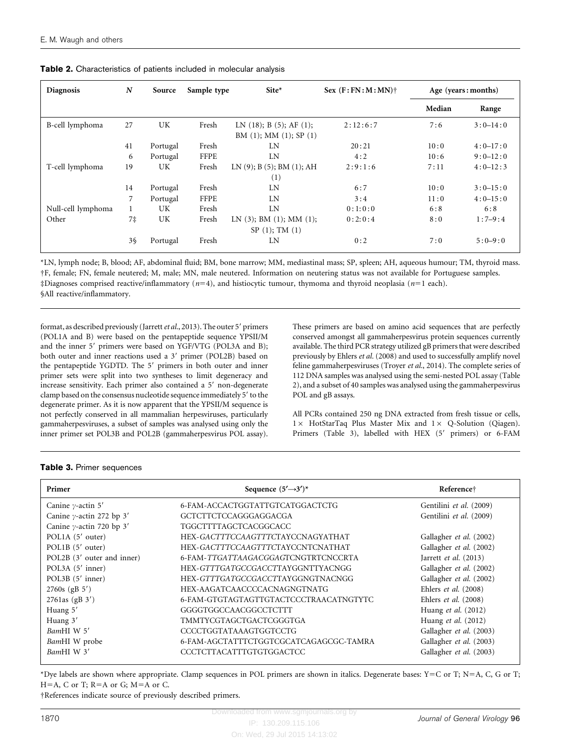**Table 2.** Characteristics of patients included in molecular analysis

| Diagnosis | *N* | Source | Sample type | Site* | Sex (F : FN : M : MN)† | Age (years : months) | |
|---|---|---|---|---|---|---|---|
| | | | | | | Median | Range |
| B-cell lymphoma | 27 | UK | Fresh | LN (18); B (5); AF (1); BM (1); MM (1); SP (1) | 2 : 12 : 6 : 7 | 7 : 6 | 3 : 0–14 : 0 |
| | 41 | Portugal | Fresh | LN | 20 : 21 | 10 : 0 | 4 : 0–17 : 0 |
| | 6 | Portugal | FFPE | LN | 4 : 2 | 10 : 6 | 9 : 0–12 : 0 |
| T-cell lymphoma | 19 | UK | Fresh | LN (9); B (5); BM (1); AH (1) | 2 : 9 : 1 : 6 | 7 : 11 | 4 : 0–12 : 3 |
| | 14 | Portugal | Fresh | LN | 6 : 7 | 10 : 0 | 3 : 0–15 : 0 |
| | 7 | Portugal | FFPE | LN | 3 : 4 | 11 : 0 | 4 : 0–15 : 0 |
| Null-cell lymphoma | 1 | UK | Fresh | LN | 0 : 1 : 0 : 0 | 6 : 8 | 6 : 8 |
| Other | 7‡ | UK | Fresh | LN (3); BM (1); MM (1); SP (1); TM (1) | 0 : 2 : 0 : 4 | 8 : 0 | 1 : 7–9 : 4 |
| | 3§ | Portugal | Fresh | LN | 0 : 2 | 7 : 0 | 5 : 0–9 : 0 |

*LN, lymph node; B, blood; AF, abdominal fluid; BM, bone marrow; MM, mediastinal mass; SP, spleen; AH, aqueous humour; TM, thyroid mass.
†F, female; FN, female neutered; M, male; MN, male neutered. Information on neutering status was not available for Portuguese samples.
‡Diagnoses comprised reactive/inflammatory ($n$=4), and histiocytic tumour, thymoma and thyroid neoplasia ($n$=1 each).
§All reactive/inflammatory.

format, as described previously (Jarrett *et al.*, 2013). The outer 5′ primers (POL1A and B) were based on the pentapeptide sequence YPSII/M and the inner 5′ primers were based on YGF/VTG (POL3A and B); both outer and inner reactions used a 3′ primer (POL2B) based on the pentapeptide YGDTD. The 5′ primers in both outer and inner primer sets were split into two syntheses to limit degeneracy and increase sensitivity. Each primer also contained a 5′ non-degenerate clamp based on the consensus nucleotide sequence immediately 5′ to the degenerate primer. As it is now apparent that the YPSII/M sequence is not perfectly conserved in all mammalian herpesviruses, particularly gammaherpesviruses, a subset of samples was analysed using only the inner primer set POL3B and POL2B (gammaherpesvirus POL assay). These primers are based on amino acid sequences that are perfectly conserved amongst all gammaherpesvirus protein sequences currently available. The third PCR strategy utilized gB primers that were described previously by Ehlers *et al.* (2008) and used to successfully amplify novel feline gammaherpesviruses (Troyer *et al.*, 2014). The complete series of 112 DNA samples was analysed using the semi-nested POL assay (Table 2), and a subset of 40 samples was analysed using the gammaherpesvirus POL and gB assays.

All PCRs contained 250 ng DNA extracted from fresh tissue or cells, 1× HotStarTaq Plus Master Mix and 1× Q-Solution (Qiagen). Primers (Table 3), labelled with HEX (5′ primers) or 6-FAM

**Table 3.** Primer sequences

| Primer | Sequence (5′→3′)* | Reference† |
|---|---|---|
| Canine γ-actin 5′ | 6-FAM-ACCACTGGTATTGTCATGGACTCTG | Gentilini *et al.* (2009) |
| Canine γ-actin 272 bp 3′ | GCTCTTCTCCAGGGAGGACGA | Gentilini *et al.* (2009) |
| Canine γ-actin 720 bp 3′ | TGGCTTTTAGCTCACGGCACC | |
| POL1A (5′ outer) | HEX-*GACTTTCCAAGTTTC*TAYCCNAGYATHAT | Gallagher *et al.* (2002) |
| POL1B (5′ outer) | HEX-*GACTTTCCAAGTTTC*TAYCCNTCNATHAT | Gallagher *et al.* (2002) |
| POL2B (3′ outer and inner) | 6-FAM-*TTGATTAAGACGGAG*TCNGTRTCNCCRTA | Jarrett *et al.* (2013) |
| POL3A (5′ inner) | HEX-*GTTTGATGCCGACCT*TAYGGNTTYACNGG | Gallagher *et al.* (2002) |
| POL3B (5′ inner) | HEX-*GTTTGATGCCGACCT*TAYGGNGTNACNGG | Gallagher *et al.* (2002) |
| 2760s (gB 5′) | HEX-AAGATCAACCCCACNAGNGTNATG | Ehlers *et al.* (2008) |
| 2761as (gB 3′) | 6-FAM-GTGTAGTAGTTGTACTCCCTRAACATNGTYTC | Ehlers *et al.* (2008) |
| Huang 5′ | GGGGTGGCCAACGGCCTCTTT | Huang *et al.* (2012) |
| Huang 3′ | TMMTYCGTAGCTGACTCGGGTGA | Huang *et al.* (2012) |
| *Bam*HI W 5′ | CCCCTGGTATAAAGTGGTCCTG | Gallagher *et al.* (2003) |
| *Bam*HI W probe | 6-FAM-AGCTATTTCTGGTCGCATCAGAGCGC-TAMRA | Gallagher *et al.* (2003) |
| *Bam*HI W 3′ | CCCTCTTACATTTGTGTGGACTCC | Gallagher *et al.* (2003) |

*Dye labels are shown where appropriate. Clamp sequences in POL primers are shown in italics. Degenerate bases: Y=C or T; N=A, C, G or T; H=A, C or T; R=A or G; M=A or C.
†References indicate source of previously described primers.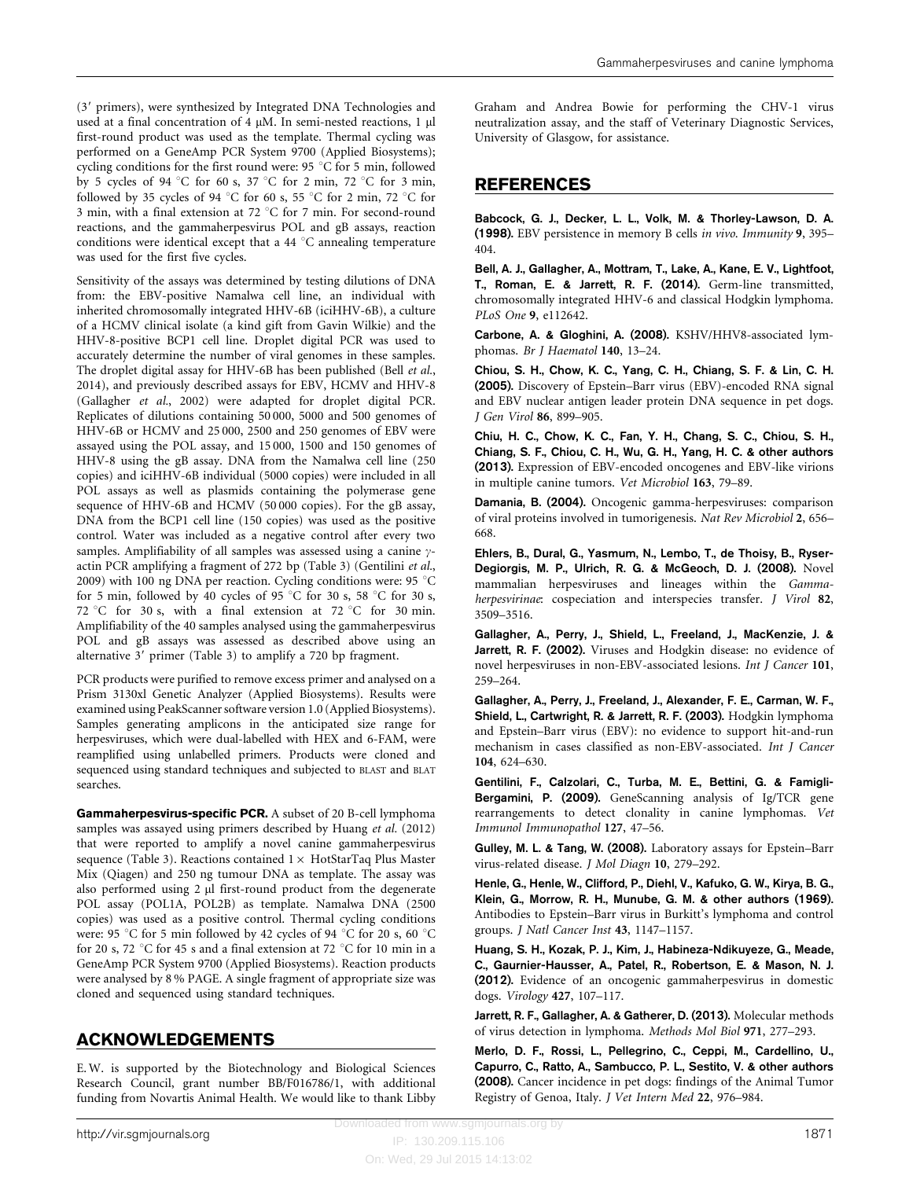(3′ primers), were synthesized by Integrated DNA Technologies and used at a final concentration of 4 μM. In semi-nested reactions, 1 μl first-round product was used as the template. Thermal cycling was performed on a GeneAmp PCR System 9700 (Applied Biosystems); cycling conditions for the first round were: 95 °C for 5 min, followed by 5 cycles of 94 °C for 60 s, 37 °C for 2 min, 72 °C for 3 min, followed by 35 cycles of 94 °C for 60 s, 55 °C for 2 min, 72 °C for 3 min, with a final extension at 72 °C for 7 min. For second-round reactions, and the gammaherpesvirus POL and gB assays, reaction conditions were identical except that a 44 °C annealing temperature was used for the first five cycles.

Sensitivity of the assays was determined by testing dilutions of DNA from: the EBV-positive Namalwa cell line, an individual with inherited chromosomally integrated HHV-6B (iciHHV-6B), a culture of a HCMV clinical isolate (a kind gift from Gavin Wilkie) and the HHV-8-positive BCP1 cell line. Droplet digital PCR was used to accurately determine the number of viral genomes in these samples. The droplet digital assay for HHV-6B has been published (Bell *et al.*, 2014), and previously described assays for EBV, HCMV and HHV-8 (Gallagher *et al.*, 2002) were adapted for droplet digital PCR. Replicates of dilutions containing 50 000, 5000 and 500 genomes of HHV-6B or HCMV and 25 000, 2500 and 250 genomes of EBV were assayed using the POL assay, and 15 000, 1500 and 150 genomes of HHV-8 using the gB assay. DNA from the Namalwa cell line (250 copies) and iciHHV-6B individual (5000 copies) were included in all POL assays as well as plasmids containing the polymerase gene sequence of HHV-6B and HCMV (50 000 copies). For the gB assay, DNA from the BCP1 cell line (150 copies) was used as the positive control. Water was included as a negative control after every two samples. Amplifiability of all samples was assessed using a canine $\gamma$-actin PCR amplifying a fragment of 272 bp (Table 3) (Gentilini *et al.*, 2009) with 100 ng DNA per reaction. Cycling conditions were: 95 °C for 5 min, followed by 40 cycles of 95 °C for 30 s, 58 °C for 30 s, 72 °C for 30 s, with a final extension at 72 °C for 30 min. Amplifiability of the 40 samples analysed using the gammaherpesvirus POL and gB assays was assessed as described above using an alternative 3′ primer (Table 3) to amplify a 720 bp fragment.

PCR products were purified to remove excess primer and analysed on a Prism 3130xl Genetic Analyzer (Applied Biosystems). Results were examined using PeakScanner software version 1.0 (Applied Biosystems). Samples generating amplicons in the anticipated size range for herpesviruses, which were dual-labelled with HEX and 6-FAM, were reamplified using unlabelled primers. Products were cloned and sequenced using standard techniques and subjected to BLAST and BLAT searches.

**Gammaherpesvirus-specific PCR.** A subset of 20 B-cell lymphoma samples was assayed using primers described by Huang *et al.* (2012) that were reported to amplify a novel canine gammaherpesvirus sequence (Table 3). Reactions contained 1× HotStarTaq Plus Master Mix (Qiagen) and 250 ng tumour DNA as template. The assay was also performed using 2 μl first-round product from the degenerate POL assay (POL1A, POL2B) as template. Namalwa DNA (2500 copies) was used as a positive control. Thermal cycling conditions were: 95 °C for 5 min followed by 42 cycles of 94 °C for 20 s, 60 °C for 20 s, 72 °C for 45 s and a final extension at 72 °C for 10 min in a GeneAmp PCR System 9700 (Applied Biosystems). Reaction products were analysed by 8 % PAGE. A single fragment of appropriate size was cloned and sequenced using standard techniques.

## ACKNOWLEDGEMENTS

E. W. is supported by the Biotechnology and Biological Sciences Research Council, grant number BB/F016786/1, with additional funding from Novartis Animal Health. We would like to thank Libby Graham and Andrea Bowie for performing the CHV-1 virus neutralization assay, and the staff of Veterinary Diagnostic Services, University of Glasgow, for assistance.

## REFERENCES

**Babcock, G. J., Decker, L. L., Volk, M. & Thorley-Lawson, D. A. (1998).** EBV persistence in memory B cells *in vivo*. *Immunity* **9**, 395–404.

**Bell, A. J., Gallagher, A., Mottram, T., Lake, A., Kane, E. V., Lightfoot, T., Roman, E. & Jarrett, R. F. (2014).** Germ-line transmitted, chromosomally integrated HHV-6 and classical Hodgkin lymphoma. *PLoS One* **9**, e112642.

**Carbone, A. & Gloghini, A. (2008).** KSHV/HHV8-associated lymphomas. *Br J Haematol* **140**, 13–24.

**Chiou, S. H., Chow, K. C., Yang, C. H., Chiang, S. F. & Lin, C. H. (2005).** Discovery of Epstein–Barr virus (EBV)-encoded RNA signal and EBV nuclear antigen leader protein DNA sequence in pet dogs. *J Gen Virol* **86**, 899–905.

**Chiu, H. C., Chow, K. C., Fan, Y. H., Chang, S. C., Chiou, S. H., Chiang, S. F., Chiou, C. H., Wu, G. H., Yang, H. C. & other authors (2013).** Expression of EBV-encoded oncogenes and EBV-like virions in multiple canine tumors. *Vet Microbiol* **163**, 79–89.

**Damania, B. (2004).** Oncogenic gamma-herpesviruses: comparison of viral proteins involved in tumorigenesis. *Nat Rev Microbiol* **2**, 656–668.

**Ehlers, B., Dural, G., Yasmum, N., Lembo, T., de Thoisy, B., Ryser-Degiorgis, M. P., Ulrich, R. G. & McGeoch, D. J. (2008).** Novel mammalian herpesviruses and lineages within the *Gammaherpesvirinae*: cospeciation and interspecies transfer. *J Virol* **82**, 3509–3516.

**Gallagher, A., Perry, J., Shield, L., Freeland, J., MacKenzie, J. & Jarrett, R. F. (2002).** Viruses and Hodgkin disease: no evidence of novel herpesviruses in non-EBV-associated lesions. *Int J Cancer* **101**, 259–264.

**Gallagher, A., Perry, J., Freeland, J., Alexander, F. E., Carman, W. F., Shield, L., Cartwright, R. & Jarrett, R. F. (2003).** Hodgkin lymphoma and Epstein–Barr virus (EBV): no evidence to support hit-and-run mechanism in cases classified as non-EBV-associated. *Int J Cancer* **104**, 624–630.

**Gentilini, F., Calzolari, C., Turba, M. E., Bettini, G. & Famigli-Bergamini, P. (2009).** GeneScanning analysis of Ig/TCR gene rearrangements to detect clonality in canine lymphomas. *Vet Immunol Immunopathol* **127**, 47–56.

**Gulley, M. L. & Tang, W. (2008).** Laboratory assays for Epstein–Barr virus-related disease. *J Mol Diagn* **10**, 279–292.

**Henle, G., Henle, W., Clifford, P., Diehl, V., Kafuko, G. W., Kirya, B. G., Klein, G., Morrow, R. H., Munube, G. M. & other authors (1969).** Antibodies to Epstein–Barr virus in Burkitt's lymphoma and control groups. *J Natl Cancer Inst* **43**, 1147–1157.

**Huang, S. H., Kozak, P. J., Kim, J., Habineza-Ndikuyeze, G., Meade, C., Gaurnier-Hausser, A., Patel, R., Robertson, E. & Mason, N. J. (2012).** Evidence of an oncogenic gammaherpesvirus in domestic dogs. *Virology* **427**, 107–117.

**Jarrett, R. F., Gallagher, A. & Gatherer, D. (2013).** Molecular methods of virus detection in lymphoma. *Methods Mol Biol* **971**, 277–293.

**Merlo, D. F., Rossi, L., Pellegrino, C., Ceppi, M., Cardellino, U., Capurro, C., Ratto, A., Sambucco, P. L., Sestito, V. & other authors (2008).** Cancer incidence in pet dogs: findings of the Animal Tumor Registry of Genoa, Italy. *J Vet Intern Med* **22**, 976–984.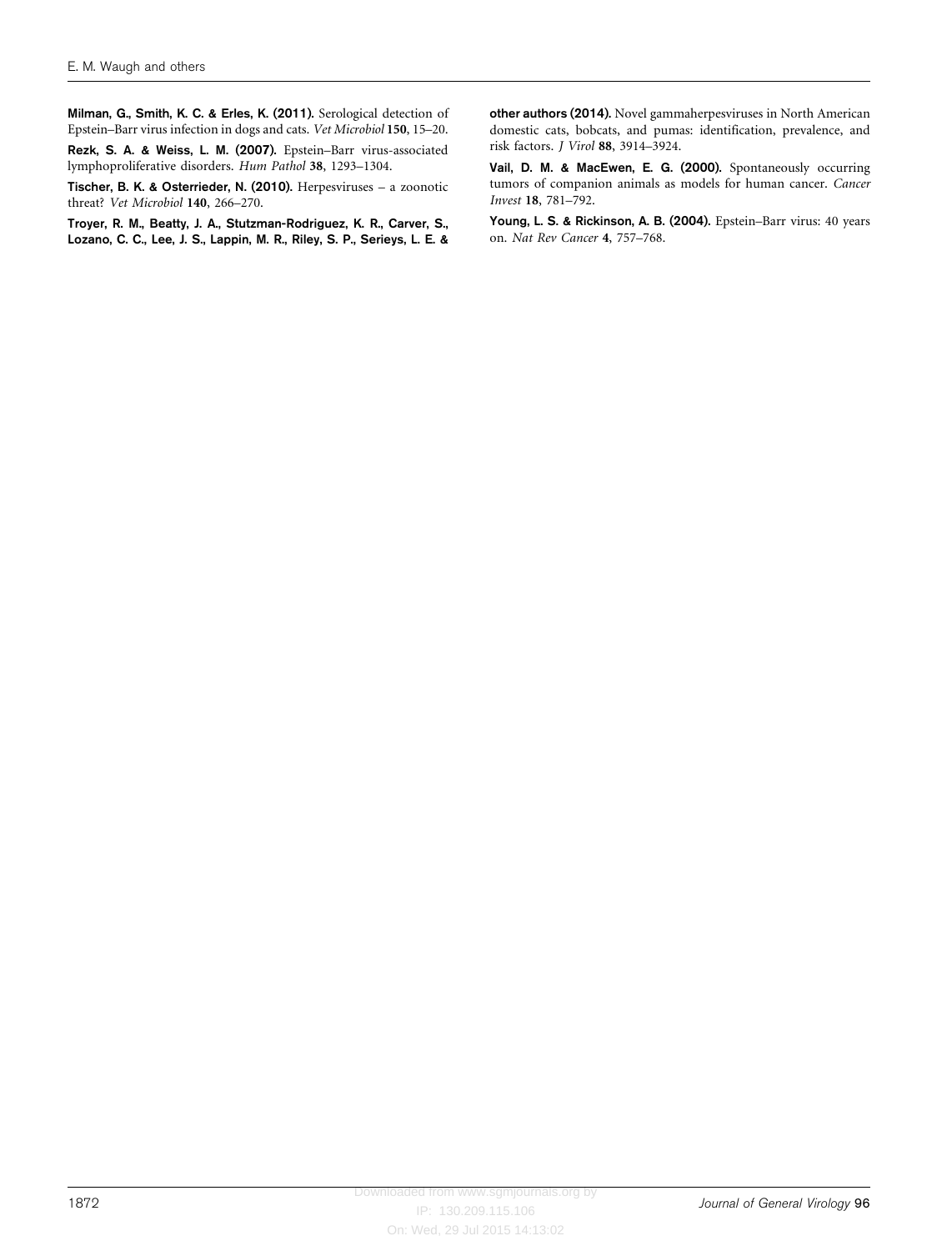**Milman, G., Smith, K. C. & Erles, K. (2011).** Serological detection of Epstein–Barr virus infection in dogs and cats. *Vet Microbiol* **150**, 15–20.

**Rezk, S. A. & Weiss, L. M. (2007).** Epstein–Barr virus-associated lymphoproliferative disorders. *Hum Pathol* **38**, 1293–1304.

**Tischer, B. K. & Osterrieder, N. (2010).** Herpesviruses – a zoonotic threat? *Vet Microbiol* **140**, 266–270.

**Troyer, R. M., Beatty, J. A., Stutzman-Rodriguez, K. R., Carver, S., Lozano, C. C., Lee, J. S., Lappin, M. R., Riley, S. P., Serieys, L. E. & other authors (2014).** Novel gammaherpesviruses in North American domestic cats, bobcats, and pumas: identification, prevalence, and risk factors. *J Virol* **88**, 3914–3924.

**Vail, D. M. & MacEwen, E. G. (2000).** Spontaneously occurring tumors of companion animals as models for human cancer. *Cancer Invest* **18**, 781–792.

**Young, L. S. & Rickinson, A. B. (2004).** Epstein–Barr virus: 40 years on. *Nat Rev Cancer* **4**, 757–768.